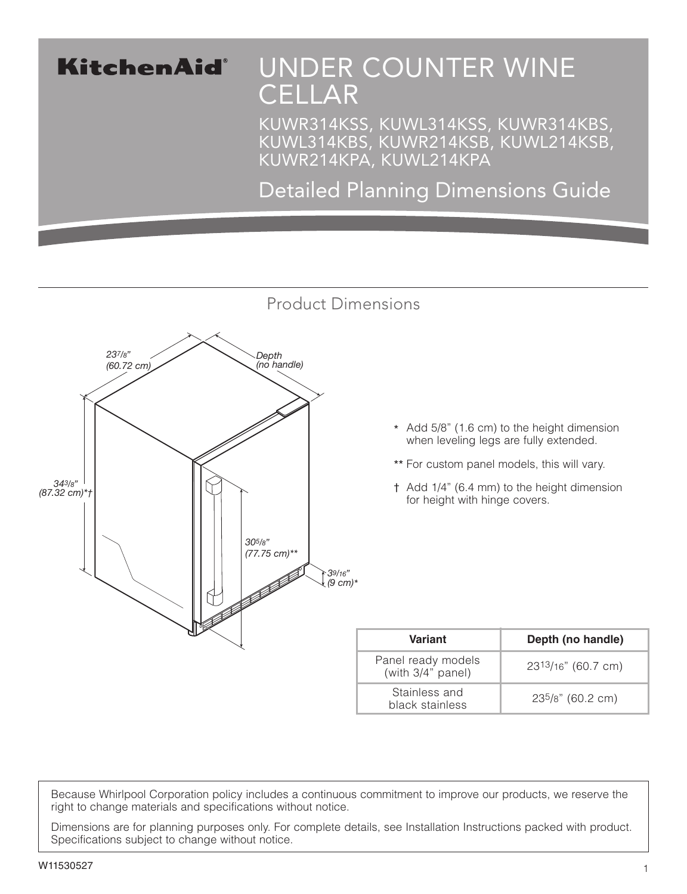# KitchenAid®

# UNDER COUNTER WINE CELLAR

KUWR314KSS, KUWL314KSS, KUWR314KBS, KUWL314KBS, KUWR214KSB, KUWL214KSB, KUWR214KPA, KUWL214KPA

## Detailed Planning Dimensions Guide

## Product Dimensions

23 7/8" (60.72 cm)

Depth (no handle)

34 3/8" (87.32 cm)*†

30 5/8" (77.75 cm)**

3 9/16" (9 cm)*

\* Add 5/8" (1.6 cm) to the height dimension when leveling legs are fully extended.

\** For custom panel models, this will vary.

† Add 1/4" (6.4 mm) to the height dimension for height with hinge covers.

| Variant | Depth (no handle) |
|---|---|
| Panel ready models (with 3/4" panel) | 23 13/16" (60.7 cm) |
| Stainless and black stainless | 23 5/8" (60.2 cm) |

Because Whirlpool Corporation policy includes a continuous commitment to improve our products, we reserve the right to change materials and specifications without notice.

Dimensions are for planning purposes only. For complete details, see Installation Instructions packed with product. Specifications subject to change without notice.

W11530527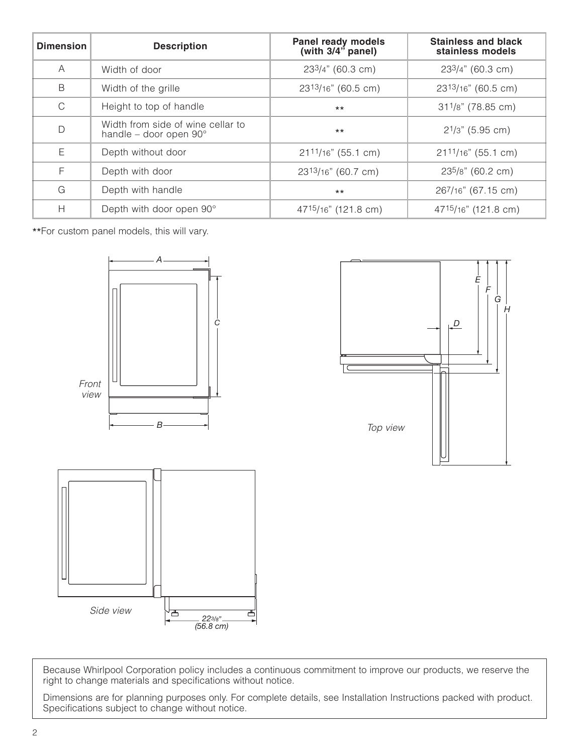| Dimension | Description | Panel ready models (with 3/4" panel) | Stainless and black stainless models |
| --- | --- | --- | --- |
| A | Width of door | 23 3/4" (60.3 cm) | 23 3/4" (60.3 cm) |
| B | Width of the grille | 23 13/16" (60.5 cm) | 23 13/16" (60.5 cm) |
| C | Height to top of handle | ** | 31 1/8" (78.85 cm) |
| D | Width from side of wine cellar to handle – door open 90° | ** | 2 1/3" (5.95 cm) |
| E | Depth without door | 21 11/16" (55.1 cm) | 21 11/16" (55.1 cm) |
| F | Depth with door | 23 13/16" (60.7 cm) | 23 5/8" (60.2 cm) |
| G | Depth with handle | ** | 26 7/16" (67.15 cm) |
| H | Depth with door open 90° | 47 15/16" (121.8 cm) | 47 15/16" (121.8 cm) |

**For custom panel models, this will vary.

Front view

Top view

Side view

22 3/8" (56.8 cm)

Because Whirlpool Corporation policy includes a continuous commitment to improve our products, we reserve the right to change materials and specifications without notice.

Dimensions are for planning purposes only. For complete details, see Installation Instructions packed with product. Specifications subject to change without notice.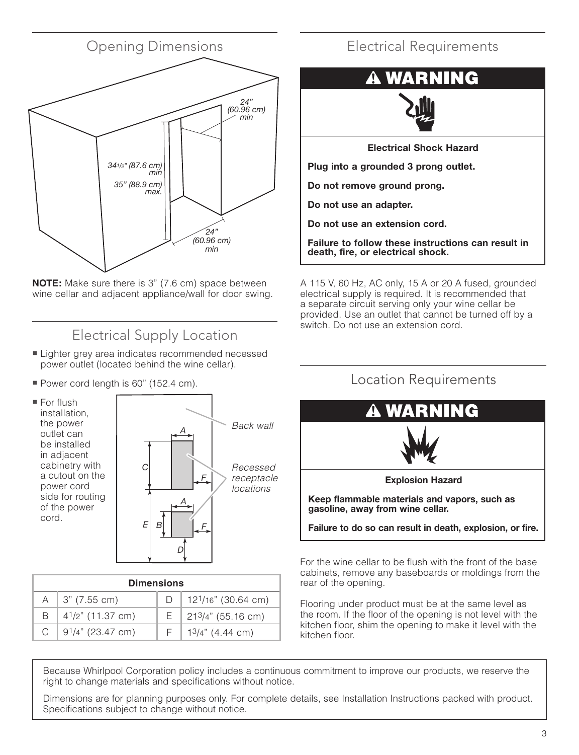## Opening Dimensions

24" (60.96 cm) min

$34^{1/2}$" (87.6 cm) min

35" (88.9 cm) max.

24" (60.96 cm) min

**NOTE:** Make sure there is 3" (7.6 cm) space between wine cellar and adjacent appliance/wall for door swing.

## Electrical Supply Location

- Lighter grey area indicates recommended necessed power outlet (located behind the wine cellar).
- Power cord length is 60" (152.4 cm).
- For flush installation, the power outlet can be installed in adjacent cabinetry with a cutout on the power cord side for routing of the power cord.

Back wall

Recessed receptacle locations

| Dimensions | | | |
|---|---|---|---|
| A | 3" (7.55 cm) | D | 12 1/16" (30.64 cm) |
| B | 4 1/2" (11.37 cm) | E | 21 3/4" (55.16 cm) |
| C | 9 1/4" (23.47 cm) | F | 1 3/4" (4.44 cm) |

## Electrical Requirements

**⚠ WARNING**

**Electrical Shock Hazard**

**Plug into a grounded 3 prong outlet.**

**Do not remove ground prong.**

**Do not use an adapter.**

**Do not use an extension cord.**

**Failure to follow these instructions can result in death, fire, or electrical shock.**

A 115 V, 60 Hz, AC only, 15 A or 20 A fused, grounded electrical supply is required. It is recommended that a separate circuit serving only your wine cellar be provided. Use an outlet that cannot be turned off by a switch. Do not use an extension cord.

## Location Requirements

**⚠ WARNING**

**Explosion Hazard**

**Keep flammable materials and vapors, such as gasoline, away from wine cellar.**

**Failure to do so can result in death, explosion, or fire.**

For the wine cellar to be flush with the front of the base cabinets, remove any baseboards or moldings from the rear of the opening.

Flooring under product must be at the same level as the room. If the floor of the opening is not level with the kitchen floor, shim the opening to make it level with the kitchen floor.

Because Whirlpool Corporation policy includes a continuous commitment to improve our products, we reserve the right to change materials and specifications without notice.

Dimensions are for planning purposes only. For complete details, see Installation Instructions packed with product. Specifications subject to change without notice.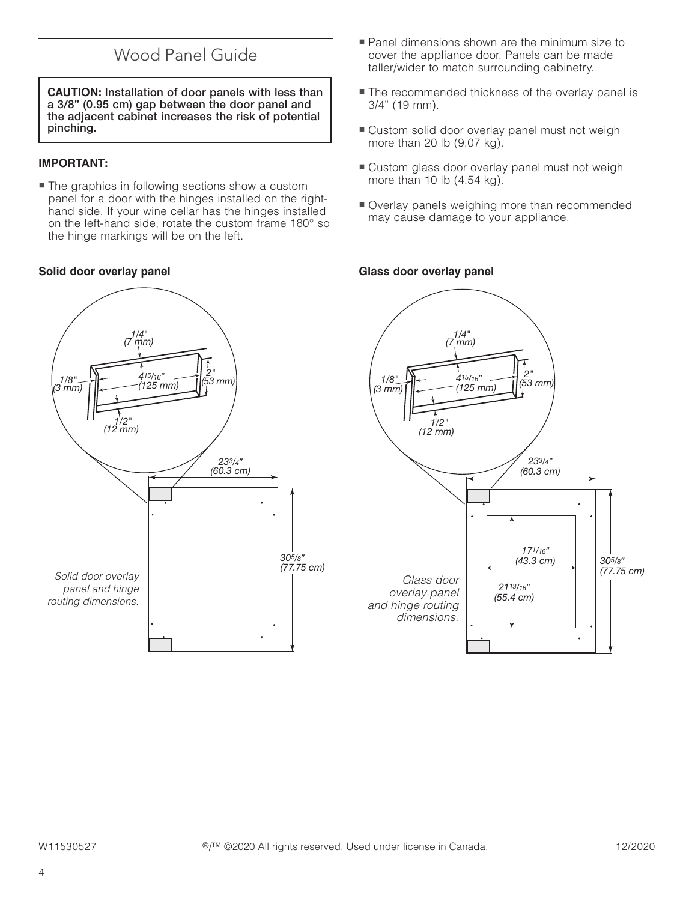## Wood Panel Guide

**CAUTION: Installation of door panels with less than a 3/8" (0.95 cm) gap between the door panel and the adjacent cabinet increases the risk of potential pinching.**

**IMPORTANT:**

- The graphics in following sections show a custom panel for a door with the hinges installed on the right-hand side. If your wine cellar has the hinges installed on the left-hand side, rotate the custom frame 180° so the hinge markings will be on the left.
- Panel dimensions shown are the minimum size to cover the appliance door. Panels can be made taller/wider to match surrounding cabinetry.
- The recommended thickness of the overlay panel is 3/4" (19 mm).
- Custom solid door overlay panel must not weigh more than 20 lb (9.07 kg).
- Custom glass door overlay panel must not weigh more than 10 lb (4.54 kg).
- Overlay panels weighing more than recommended may cause damage to your appliance.

**Solid door overlay panel**

1/4" (7 mm)
1/8" (3 mm)
4 15/16" (125 mm)
2" (53 mm)
1/2" (12 mm)
23 3/4" (60.3 cm)
30 5/8" (77.75 cm)

*Solid door overlay panel and hinge routing dimensions.*

**Glass door overlay panel**

1/4" (7 mm)
1/8" (3 mm)
4 15/16" (125 mm)
2" (53 mm)
1/2" (12 mm)
23 3/4" (60.3 cm)
17 1/16" (43.3 cm)
21 13/16" (55.4 cm)
30 5/8" (77.75 cm)

*Glass door overlay panel and hinge routing dimensions.*

W11530527 ®/™ ©2020 All rights reserved. Used under license in Canada. 12/2020